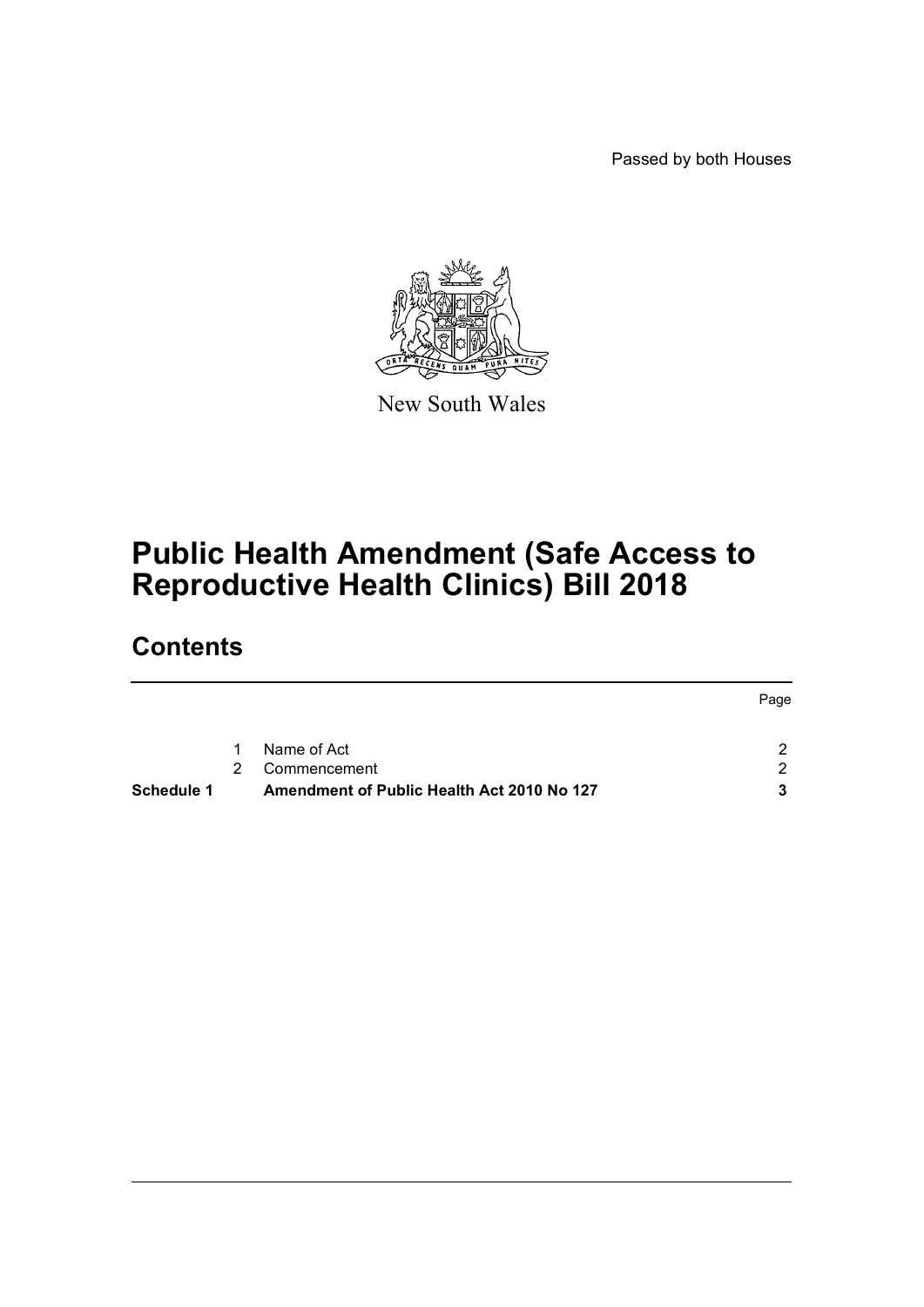Passed by both Houses

New South Wales

# Public Health Amendment (Safe Access to Reproductive Health Clinics) Bill 2018

## Contents

| | | | Page |
|---|---|---|---|
| | 1 | Name of Act | 2 |
| | 2 | Commencement | 2 |
| **Schedule 1** | | **Amendment of Public Health Act 2010 No 127** | **3** |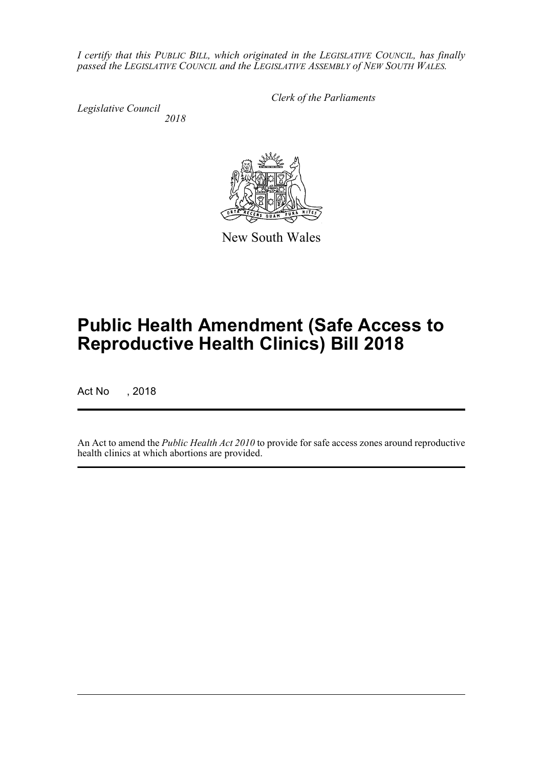*I certify that this PUBLIC BILL, which originated in the LEGISLATIVE COUNCIL, has finally passed the LEGISLATIVE COUNCIL and the LEGISLATIVE ASSEMBLY of NEW SOUTH WALES.*

*Clerk of the Parliaments*

*Legislative Council*
*2018*

New South Wales

# Public Health Amendment (Safe Access to Reproductive Health Clinics) Bill 2018

Act No , 2018

An Act to amend the *Public Health Act 2010* to provide for safe access zones around reproductive health clinics at which abortions are provided.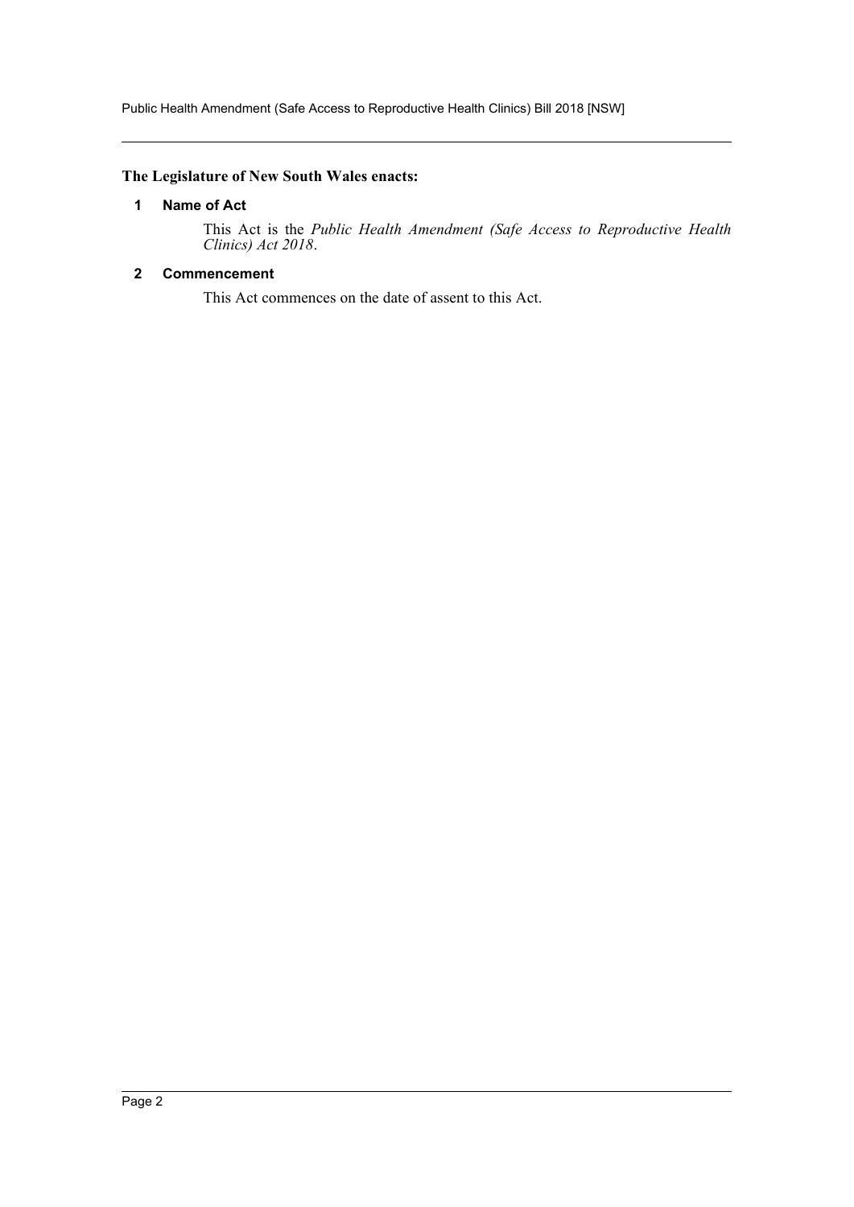**The Legislature of New South Wales enacts:**

## 1 Name of Act

This Act is the *Public Health Amendment (Safe Access to Reproductive Health Clinics) Act 2018*.

## 2 Commencement

This Act commences on the date of assent to this Act.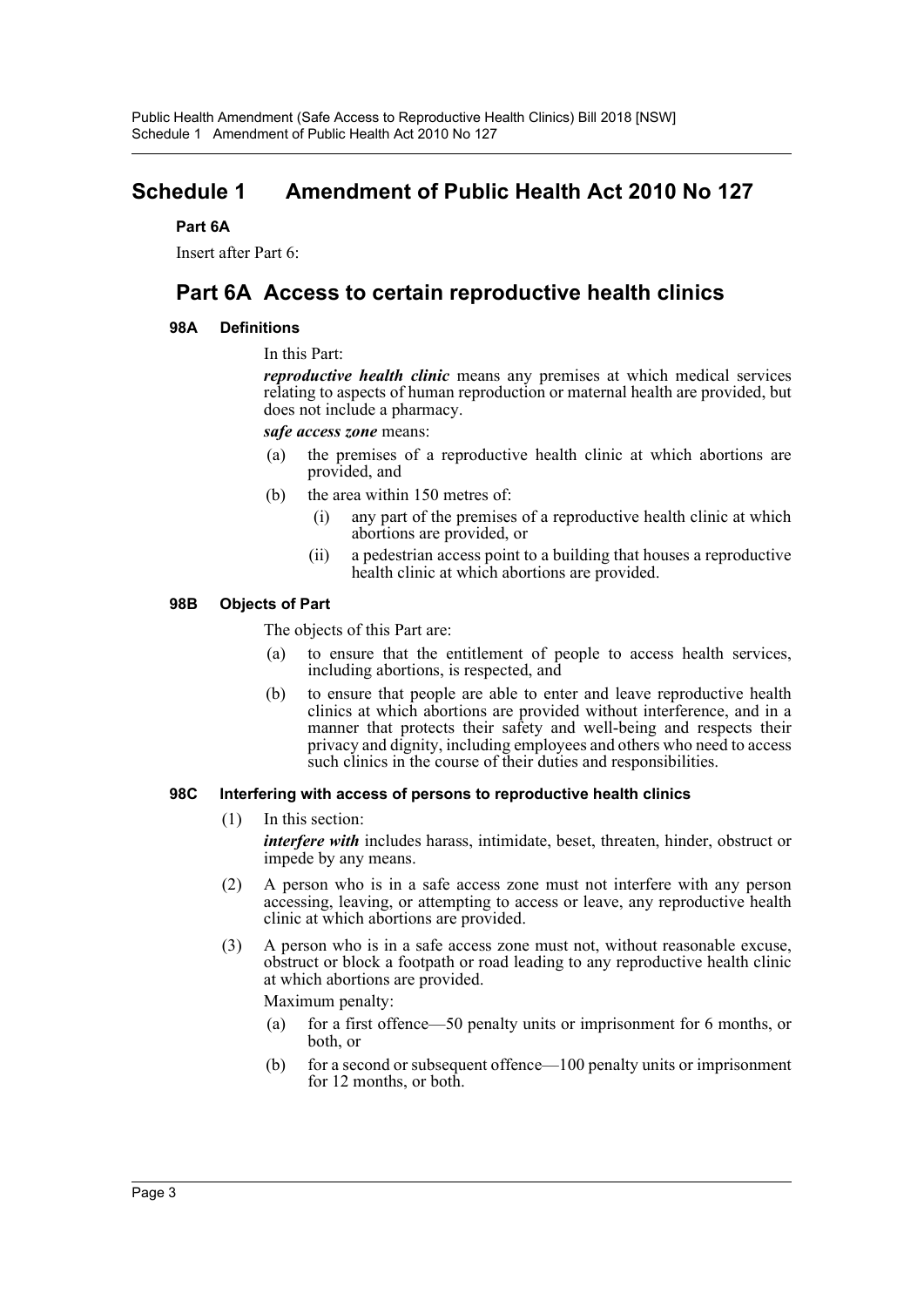# Schedule 1 Amendment of Public Health Act 2010 No 127

**Part 6A**

Insert after Part 6:

## Part 6A Access to certain reproductive health clinics

### 98A Definitions

In this Part:

***reproductive health clinic*** means any premises at which medical services relating to aspects of human reproduction or maternal health are provided, but does not include a pharmacy.

***safe access zone*** means:

- (a) the premises of a reproductive health clinic at which abortions are provided, and
- (b) the area within 150 metres of:
  - (i) any part of the premises of a reproductive health clinic at which abortions are provided, or
  - (ii) a pedestrian access point to a building that houses a reproductive health clinic at which abortions are provided.

### 98B Objects of Part

The objects of this Part are:

- (a) to ensure that the entitlement of people to access health services, including abortions, is respected, and
- (b) to ensure that people are able to enter and leave reproductive health clinics at which abortions are provided without interference, and in a manner that protects their safety and well-being and respects their privacy and dignity, including employees and others who need to access such clinics in the course of their duties and responsibilities.

### 98C Interfering with access of persons to reproductive health clinics

(1) In this section:

***interfere with*** includes harass, intimidate, beset, threaten, hinder, obstruct or impede by any means.

(2) A person who is in a safe access zone must not interfere with any person accessing, leaving, or attempting to access or leave, any reproductive health clinic at which abortions are provided.

(3) A person who is in a safe access zone must not, without reasonable excuse, obstruct or block a footpath or road leading to any reproductive health clinic at which abortions are provided.

Maximum penalty:

- (a) for a first offence—50 penalty units or imprisonment for 6 months, or both, or
- (b) for a second or subsequent offence—100 penalty units or imprisonment for 12 months, or both.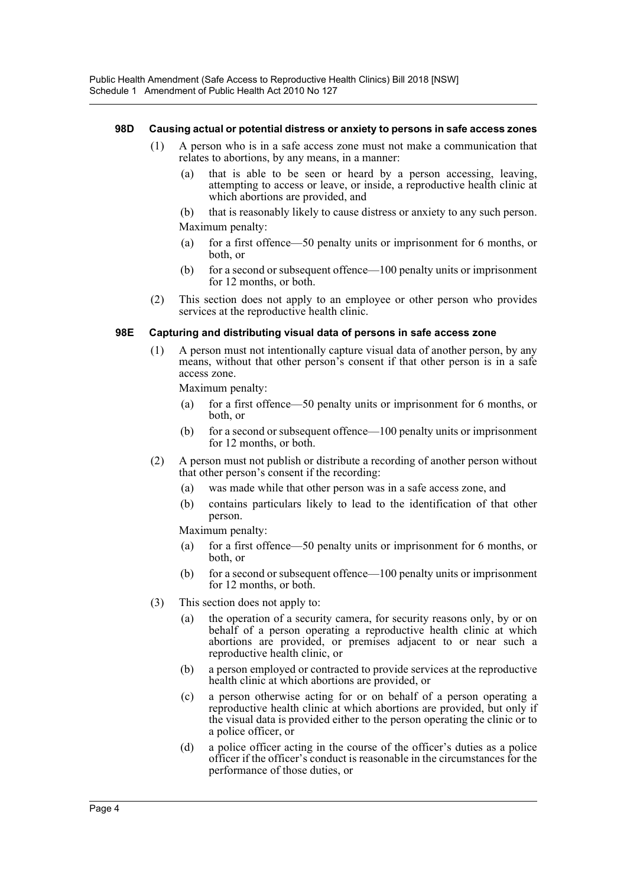**98D Causing actual or potential distress or anxiety to persons in safe access zones**

(1) A person who is in a safe access zone must not make a communication that relates to abortions, by any means, in a manner:

(a) that is able to be seen or heard by a person accessing, leaving, attempting to access or leave, or inside, a reproductive health clinic at which abortions are provided, and

(b) that is reasonably likely to cause distress or anxiety to any such person.

Maximum penalty:

(a) for a first offence—50 penalty units or imprisonment for 6 months, or both, or

(b) for a second or subsequent offence—100 penalty units or imprisonment for 12 months, or both.

(2) This section does not apply to an employee or other person who provides services at the reproductive health clinic.

**98E Capturing and distributing visual data of persons in safe access zone**

(1) A person must not intentionally capture visual data of another person, by any means, without that other person's consent if that other person is in a safe access zone.

Maximum penalty:

(a) for a first offence—50 penalty units or imprisonment for 6 months, or both, or

(b) for a second or subsequent offence—100 penalty units or imprisonment for 12 months, or both.

(2) A person must not publish or distribute a recording of another person without that other person's consent if the recording:

(a) was made while that other person was in a safe access zone, and

(b) contains particulars likely to lead to the identification of that other person.

Maximum penalty:

(a) for a first offence—50 penalty units or imprisonment for 6 months, or both, or

(b) for a second or subsequent offence—100 penalty units or imprisonment for 12 months, or both.

(3) This section does not apply to:

(a) the operation of a security camera, for security reasons only, by or on behalf of a person operating a reproductive health clinic at which abortions are provided, or premises adjacent to or near such a reproductive health clinic, or

(b) a person employed or contracted to provide services at the reproductive health clinic at which abortions are provided, or

(c) a person otherwise acting for or on behalf of a person operating a reproductive health clinic at which abortions are provided, but only if the visual data is provided either to the person operating the clinic or to a police officer, or

(d) a police officer acting in the course of the officer's duties as a police officer if the officer's conduct is reasonable in the circumstances for the performance of those duties, or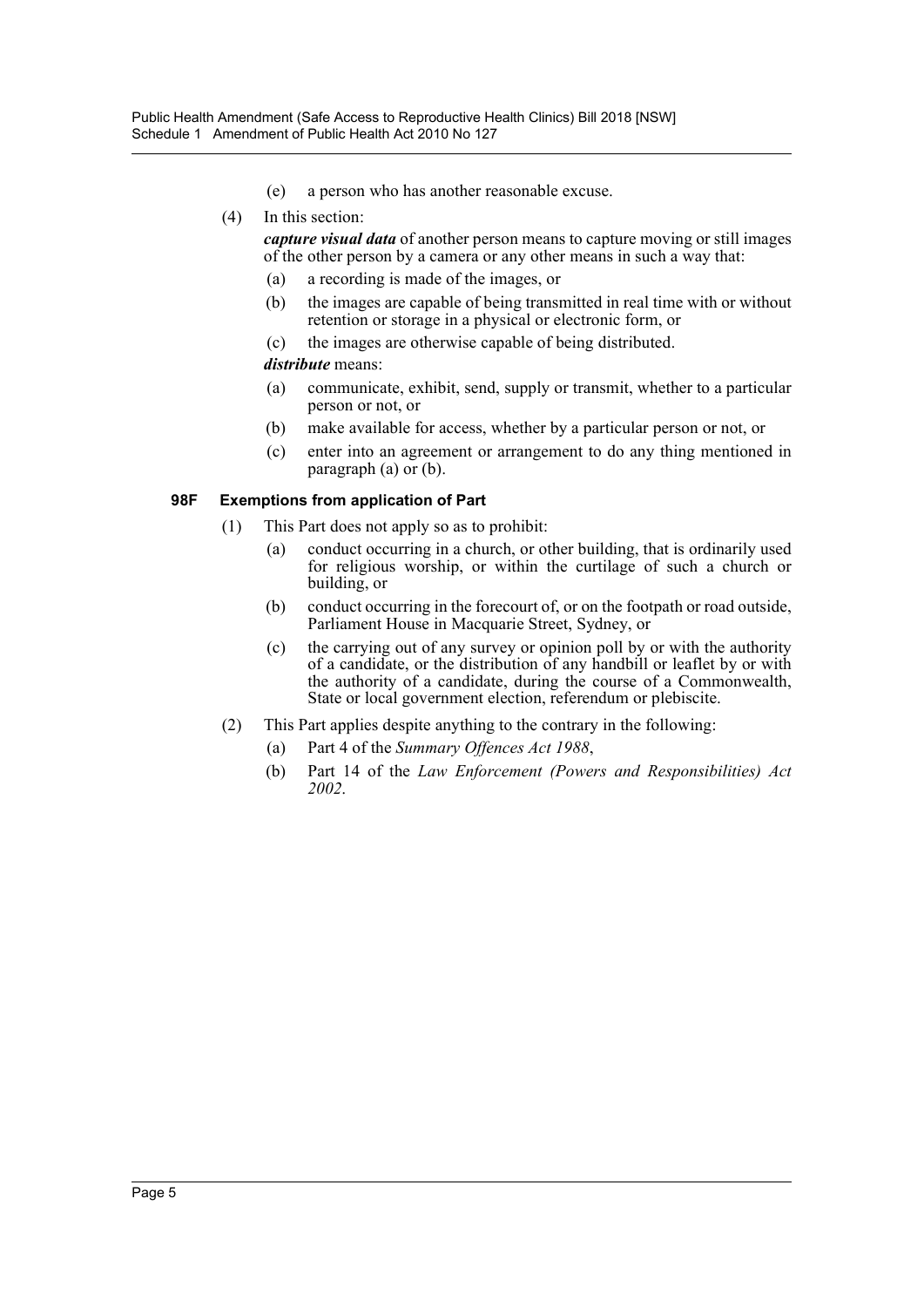(e) a person who has another reasonable excuse.

(4) In this section:

***capture visual data*** of another person means to capture moving or still images of the other person by a camera or any other means in such a way that:

- (a) a recording is made of the images, or
- (b) the images are capable of being transmitted in real time with or without retention or storage in a physical or electronic form, or
- (c) the images are otherwise capable of being distributed.

***distribute*** means:

- (a) communicate, exhibit, send, supply or transmit, whether to a particular person or not, or
- (b) make available for access, whether by a particular person or not, or
- (c) enter into an agreement or arrangement to do any thing mentioned in paragraph (a) or (b).

**98F Exemptions from application of Part**

(1) This Part does not apply so as to prohibit:

- (a) conduct occurring in a church, or other building, that is ordinarily used for religious worship, or within the curtilage of such a church or building, or
- (b) conduct occurring in the forecourt of, or on the footpath or road outside, Parliament House in Macquarie Street, Sydney, or
- (c) the carrying out of any survey or opinion poll by or with the authority of a candidate, or the distribution of any handbill or leaflet by or with the authority of a candidate, during the course of a Commonwealth, State or local government election, referendum or plebiscite.

(2) This Part applies despite anything to the contrary in the following:

- (a) Part 4 of the *Summary Offences Act 1988*,
- (b) Part 14 of the *Law Enforcement (Powers and Responsibilities) Act 2002*.